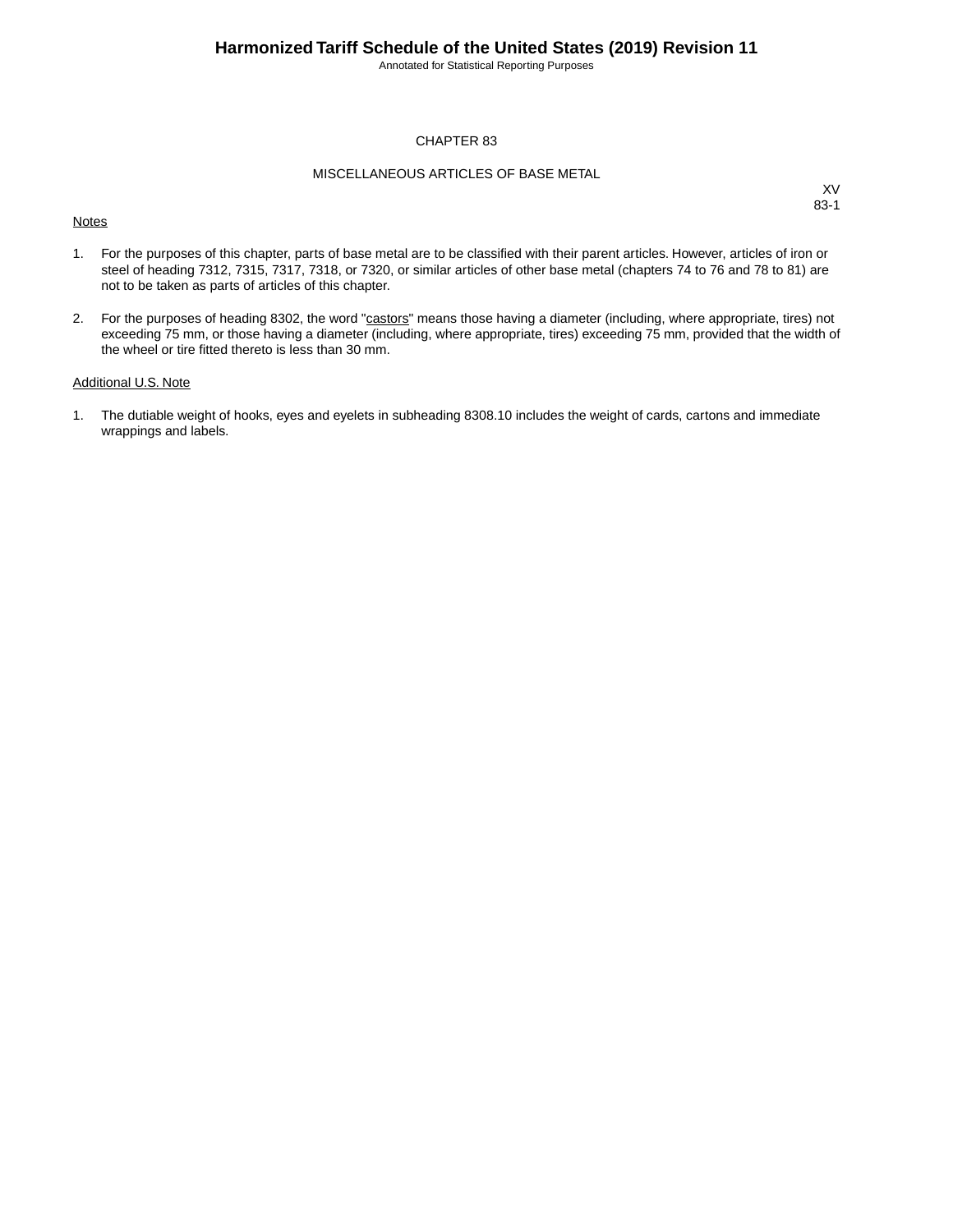# CHAPTER 83

## MISCELLANEOUS ARTICLES OF BASE METAL

XV
83-1

Notes

1. For the purposes of this chapter, parts of base metal are to be classified with their parent articles. However, articles of iron or steel of heading 7312, 7315, 7317, 7318, or 7320, or similar articles of other base metal (chapters 74 to 76 and 78 to 81) are not to be taken as parts of articles of this chapter.

2. For the purposes of heading 8302, the word "castors" means those having a diameter (including, where appropriate, tires) not exceeding 75 mm, or those having a diameter (including, where appropriate, tires) exceeding 75 mm, provided that the width of the wheel or tire fitted thereto is less than 30 mm.

Additional U.S. Note

1. The dutiable weight of hooks, eyes and eyelets in subheading 8308.10 includes the weight of cards, cartons and immediate wrappings and labels.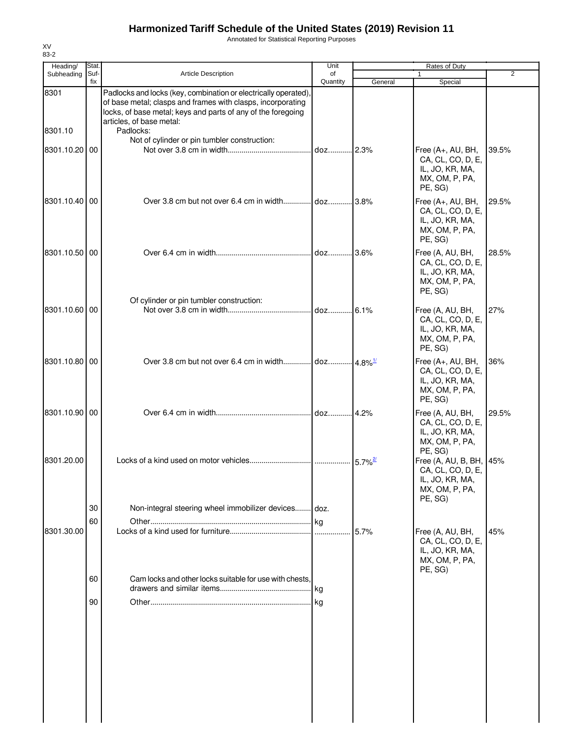# Harmonized Tariff Schedule of the United States (2019) Revision 11

Annotated for Statistical Reporting Purposes

XV
83-2

| Heading/ Subheading | Stat. Suf- fix | Article Description | Unit of Quantity | Rates of Duty 1 General | Special | 2 |
|---|---|---|---|---|---|---|
| 8301 | | Padlocks and locks (key, combination or electrically operated), of base metal; clasps and frames with clasps, incorporating locks, of base metal; keys and parts of any of the foregoing articles, of base metal: | | | | |
| 8301.10 | | Padlocks: | | | | |
| | | Not of cylinder or pin tumbler construction: | | | | |
| 8301.10.20 | 00 | Not over 3.8 cm in width | doz. | 2.3% | Free (A+, AU, BH, CA, CL, CO, D, E, IL, JO, KR, MA, MX, OM, P, PA, PE, SG) | 39.5% |
| 8301.10.40 | 00 | Over 3.8 cm but not over 6.4 cm in width | doz. | 3.8% | Free (A+, AU, BH, CA, CL, CO, D, E, IL, JO, KR, MA, MX, OM, P, PA, PE, SG) | 29.5% |
| 8301.10.50 | 00 | Over 6.4 cm in width | doz. | 3.6% | Free (A, AU, BH, CA, CL, CO, D, E, IL, JO, KR, MA, MX, OM, P, PA, PE, SG) | 28.5% |
| | | Of cylinder or pin tumbler construction: | | | | |
| 8301.10.60 | 00 | Not over 3.8 cm in width | doz. | 6.1% | Free (A, AU, BH, CA, CL, CO, D, E, IL, JO, KR, MA, MX, OM, P, PA, PE, SG) | 27% |
| 8301.10.80 | 00 | Over 3.8 cm but not over 6.4 cm in width | doz. | 4.8% 1/ | Free (A+, AU, BH, CA, CL, CO, D, E, IL, JO, KR, MA, MX, OM, P, PA, PE, SG) | 36% |
| 8301.10.90 | 00 | Over 6.4 cm in width | doz. | 4.2% | Free (A, AU, BH, CA, CL, CO, D, E, IL, JO, KR, MA, MX, OM, P, PA, PE, SG) | 29.5% |
| 8301.20.00 | | Locks of a kind used on motor vehicles | | 5.7% 2/ | Free (A, AU, B, BH, CA, CL, CO, D, E, IL, JO, KR, MA, MX, OM, P, PA, PE, SG) | 45% |
| | 30 | Non-integral steering wheel immobilizer devices | doz. | | | |
| | 60 | Other | kg | | | |
| 8301.30.00 | | Locks of a kind used for furniture | | 5.7% | Free (A, AU, BH, CA, CL, CO, D, E, IL, JO, KR, MA, MX, OM, P, PA, PE, SG) | 45% |
| | 60 | Cam locks and other locks suitable for use with chests, drawers and similar items | kg | | | |
| | 90 | Other | kg | | | |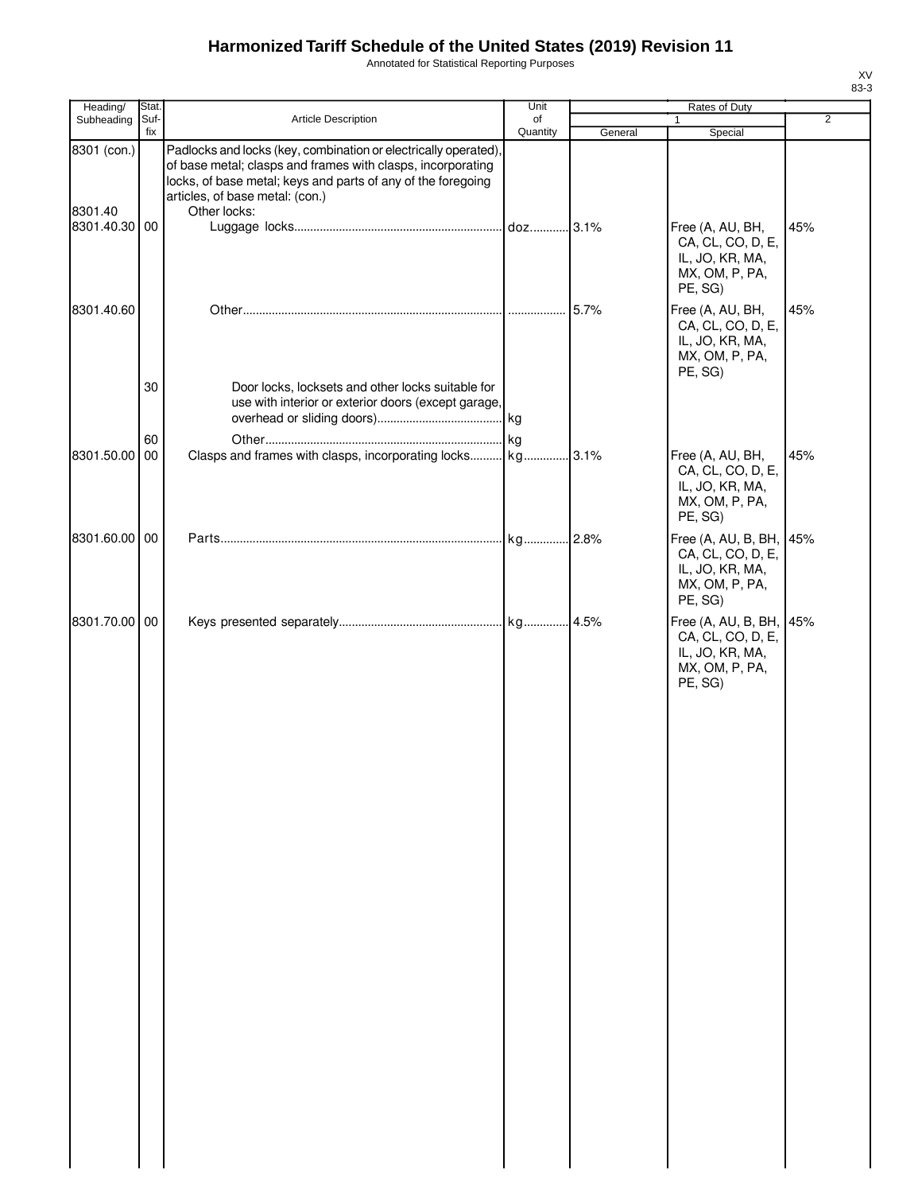# Harmonized Tariff Schedule of the United States (2019) Revision 11

Annotated for Statistical Reporting Purposes

| Heading/ Subheading | Stat. Suf-fix | Article Description | Unit of Quantity | Rates of Duty 1 General | Rates of Duty 1 Special | Rates of Duty 2 |
|---|---|---|---|---|---|---|
| 8301 (con.) | | Padlocks and locks (key, combination or electrically operated), of base metal; clasps and frames with clasps, incorporating locks, of base metal; keys and parts of any of the foregoing articles, of base metal: (con.) | | | | |
| 8301.40 | | Other locks: | | | | |
| 8301.40.30 | 00 | Luggage locks | doz | 3.1% | Free (A, AU, BH, CA, CL, CO, D, E, IL, JO, KR, MA, MX, OM, P, PA, PE, SG) | 45% |
| 8301.40.60 | | Other | | 5.7% | Free (A, AU, BH, CA, CL, CO, D, E, IL, JO, KR, MA, MX, OM, P, PA, PE, SG) | 45% |
| | 30 | Door locks, locksets and other locks suitable for use with interior or exterior doors (except garage, overhead or sliding doors) | kg | | | |
| | 60 | Other | kg | | | |
| 8301.50.00 | 00 | Clasps and frames with clasps, incorporating locks | kg | 3.1% | Free (A, AU, BH, CA, CL, CO, D, E, IL, JO, KR, MA, MX, OM, P, PA, PE, SG) | 45% |
| 8301.60.00 | 00 | Parts | kg | 2.8% | Free (A, AU, B, BH, CA, CL, CO, D, E, IL, JO, KR, MA, MX, OM, P, PA, PE, SG) | 45% |
| 8301.70.00 | 00 | Keys presented separately | kg | 4.5% | Free (A, AU, B, BH, CA, CL, CO, D, E, IL, JO, KR, MA, MX, OM, P, PA, PE, SG) | 45% |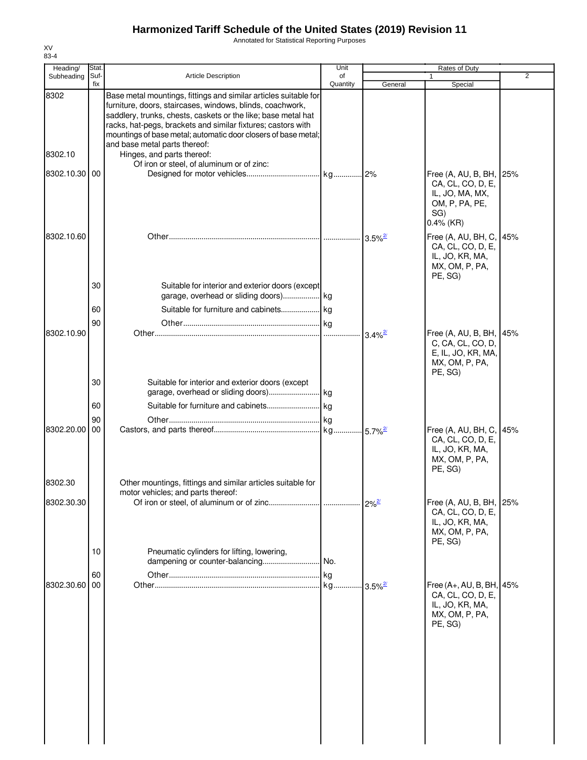# Harmonized Tariff Schedule of the United States (2019) Revision 11

Annotated for Statistical Reporting Purposes

XV
83-4

| Heading/ Subheading | Stat. Suf-fix | Article Description | Unit of Quantity | Rates of Duty 1 General | Special | 2 |
|---|---|---|---|---|---|---|
| 8302 | | Base metal mountings, fittings and similar articles suitable for furniture, doors, staircases, windows, blinds, coachwork, saddlery, trunks, chests, caskets or the like; base metal hat racks, hat-pegs, brackets and similar fixtures; castors with mountings of base metal; automatic door closers of base metal; and base metal parts thereof: | | | | |
| 8302.10 | | Hinges, and parts thereof: | | | | |
| | | Of iron or steel, of aluminum or of zinc: | | | | |
| 8302.10.30 | 00 | Designed for motor vehicles | kg | 2% | Free (A, AU, B, BH, CA, CL, CO, D, E, IL, JO, MA, MX, OM, P, PA, PE, SG) 0.4% (KR) | 25% |
| 8302.10.60 | | Other | | 3.5%[2/] | Free (A, AU, BH, C, CA, CL, CO, D, E, IL, JO, KR, MA, MX, OM, P, PA, PE, SG) | 45% |
| | 30 | Suitable for interior and exterior doors (except garage, overhead or sliding doors) | kg | | | |
| | 60 | Suitable for furniture and cabinets | kg | | | |
| | 90 | Other | kg | | | |
| 8302.10.90 | | Other | | 3.4%[2/] | Free (A, AU, B, BH, C, CA, CL, CO, D, E, IL, JO, KR, MA, MX, OM, P, PA, PE, SG) | 45% |
| | 30 | Suitable for interior and exterior doors (except garage, overhead or sliding doors) | kg | | | |
| | 60 | Suitable for furniture and cabinets | kg | | | |
| | 90 | Other | kg | | | |
| 8302.20.00 | 00 | Castors, and parts thereof | kg | 5.7%[2/] | Free (A, AU, BH, C, CA, CL, CO, D, E, IL, JO, KR, MA, MX, OM, P, PA, PE, SG) | 45% |
| 8302.30 | | Other mountings, fittings and similar articles suitable for motor vehicles; and parts thereof: | | | | |
| 8302.30.30 | | Of iron or steel, of aluminum or of zinc | | 2%[2/] | Free (A, AU, B, BH, CA, CL, CO, D, E, IL, JO, KR, MA, MX, OM, P, PA, PE, SG) | 25% |
| | 10 | Pneumatic cylinders for lifting, lowering, dampening or counter-balancing | No. | | | |
| | 60 | Other | kg | | | |
| 8302.30.60 | 00 | Other | kg | 3.5%[2/] | Free (A+, AU, B, BH, CA, CL, CO, D, E, IL, JO, KR, MA, MX, OM, P, PA, PE, SG) | 45% |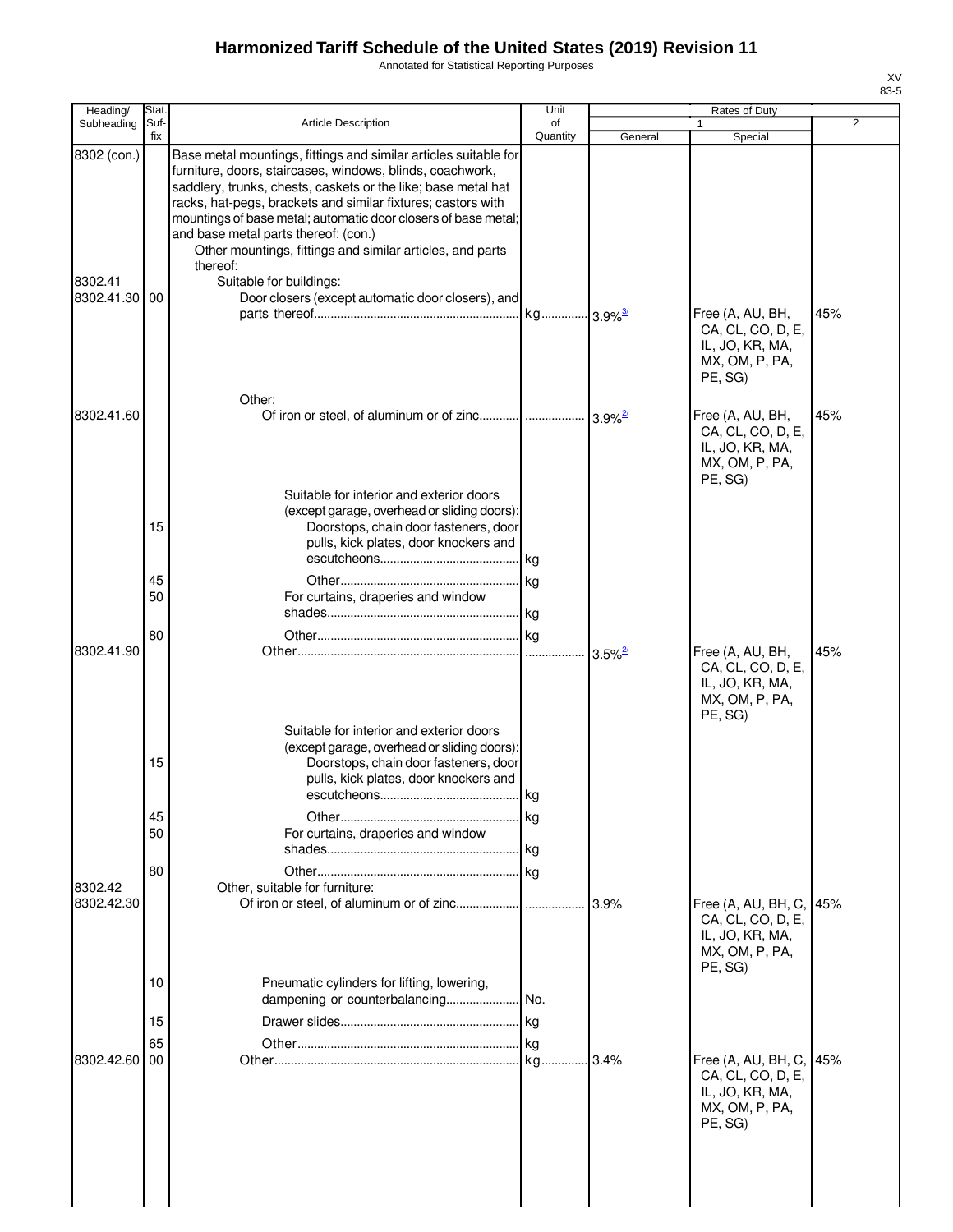# Harmonized Tariff Schedule of the United States (2019) Revision 11

Annotated for Statistical Reporting Purposes

XV
83-5

| Heading/ Subheading | Stat. Suf- fix | Article Description | Unit of Quantity | Rates of Duty 1 General | Special | 2 |
|---|---|---|---|---|---|---|
| 8302 (con.) | | Base metal mountings, fittings and similar articles suitable for furniture, doors, staircases, windows, blinds, coachwork, saddlery, trunks, chests, caskets or the like; base metal hat racks, hat-pegs, brackets and similar fixtures; castors with mountings of base metal; automatic door closers of base metal; and base metal parts thereof: (con.) | | | | |
| | | Other mountings, fittings and similar articles, and parts thereof: | | | | |
| 8302.41 | | Suitable for buildings: | | | | |
| 8302.41.30 | 00 | Door closers (except automatic door closers), and parts thereof | kg | 3.9%[3/] | Free (A, AU, BH, CA, CL, CO, D, E, IL, JO, KR, MA, MX, OM, P, PA, PE, SG) | 45% |
| | | Other: | | | | |
| 8302.41.60 | | Of iron or steel, of aluminum or of zinc | | 3.9%[2/] | Free (A, AU, BH, CA, CL, CO, D, E, IL, JO, KR, MA, MX, OM, P, PA, PE, SG) | 45% |
| | | Suitable for interior and exterior doors (except garage, overhead or sliding doors): | | | | |
| | 15 | Doorstops, chain door fasteners, door pulls, kick plates, door knockers and escutcheons | kg | | | |
| | 45 | Other | kg | | | |
| | 50 | For curtains, draperies and window shades | kg | | | |
| | 80 | Other | kg | | | |
| 8302.41.90 | | Other | | 3.5%[2/] | Free (A, AU, BH, CA, CL, CO, D, E, IL, JO, KR, MA, MX, OM, P, PA, PE, SG) | 45% |
| | | Suitable for interior and exterior doors (except garage, overhead or sliding doors): | | | | |
| | 15 | Doorstops, chain door fasteners, door pulls, kick plates, door knockers and escutcheons | kg | | | |
| | 45 | Other | kg | | | |
| | 50 | For curtains, draperies and window shades | kg | | | |
| | 80 | Other | kg | | | |
| 8302.42 | | Other, suitable for furniture: | | | | |
| 8302.42.30 | | Of iron or steel, of aluminum or of zinc | | 3.9% | Free (A, AU, BH, C, CA, CL, CO, D, E, IL, JO, KR, MA, MX, OM, P, PA, PE, SG) | 45% |
| | 10 | Pneumatic cylinders for lifting, lowering, dampening or counterbalancing | No. | | | |
| | 15 | Drawer slides | kg | | | |
| | 65 | Other | kg | | | |
| 8302.42.60 | 00 | Other | kg | 3.4% | Free (A, AU, BH, C, CA, CL, CO, D, E, IL, JO, KR, MA, MX, OM, P, PA, PE, SG) | 45% |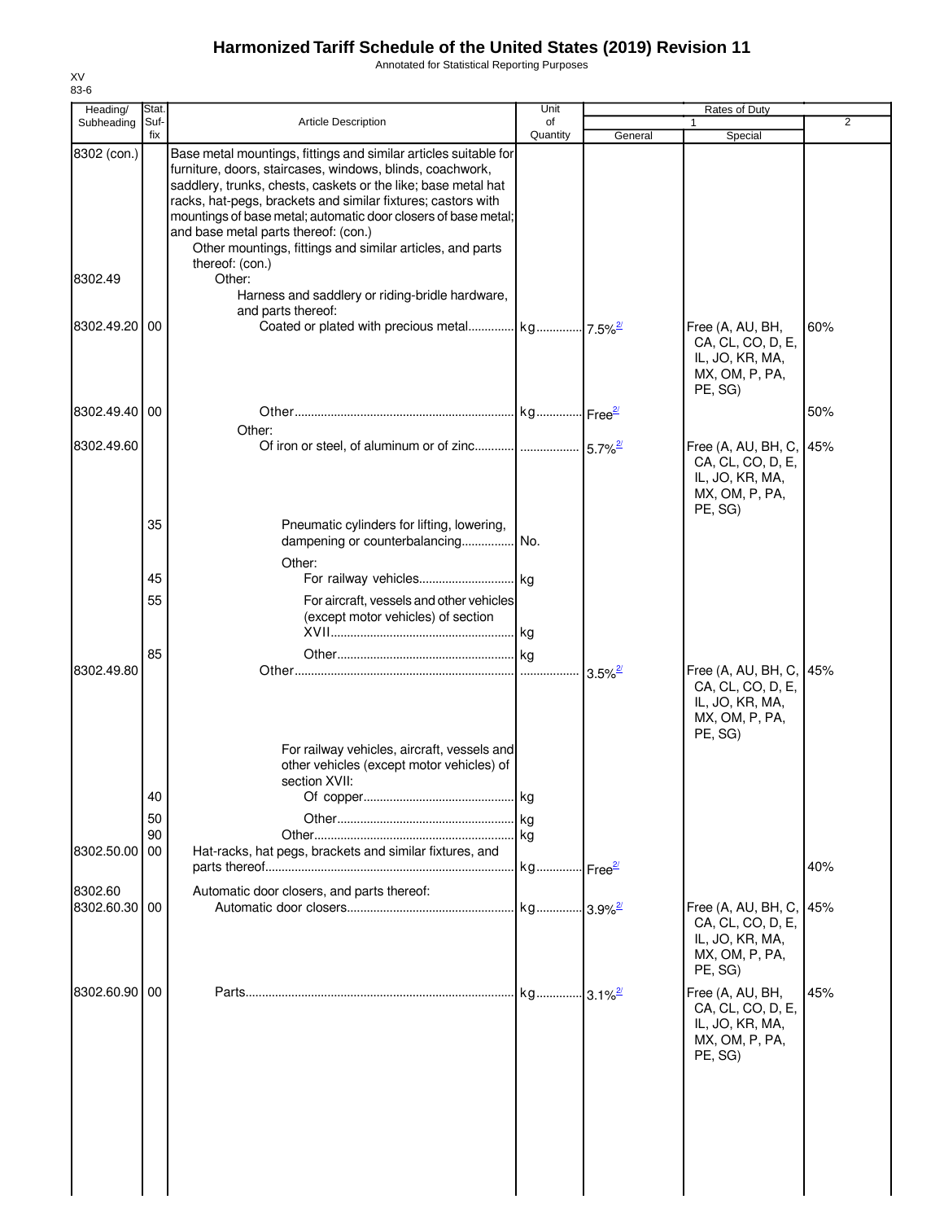# Harmonized Tariff Schedule of the United States (2019) Revision 11

Annotated for Statistical Reporting Purposes

XV
83-6

| Heading/ Subheading | Stat. Suf- fix | Article Description | Unit of Quantity | Rates of Duty 1 General | Rates of Duty 1 Special | Rates of Duty 2 |
|---|---|---|---|---|---|---|
| 8302 (con.) | | Base metal mountings, fittings and similar articles suitable for furniture, doors, staircases, windows, blinds, coachwork, saddlery, trunks, chests, caskets or the like; base metal hat racks, hat-pegs, brackets and similar fixtures; castors with mountings of base metal; automatic door closers of base metal; and base metal parts thereof: (con.) | | | | |
| | | Other mountings, fittings and similar articles, and parts thereof: (con.) | | | | |
| 8302.49 | | Other: | | | | |
| | | Harness and saddlery or riding-bridle hardware, and parts thereof: | | | | |
| 8302.49.20 | 00 | Coated or plated with precious metal | kg | 7.5%[2/] | Free (A, AU, BH, CA, CL, CO, D, E, IL, JO, KR, MA, MX, OM, P, PA, PE, SG) | 60% |
| 8302.49.40 | 00 | Other | kg | Free[2/] | | 50% |
| | | Other: | | | | |
| 8302.49.60 | | Of iron or steel, of aluminum or of zinc | | 5.7%[2/] | Free (A, AU, BH, C, CA, CL, CO, D, E, IL, JO, KR, MA, MX, OM, P, PA, PE, SG) | 45% |
| | 35 | Pneumatic cylinders for lifting, lowering, dampening or counterbalancing | No. | | | |
| | | Other: | | | | |
| | 45 | For railway vehicles | kg | | | |
| | 55 | For aircraft, vessels and other vehicles (except motor vehicles) of section XVII | kg | | | |
| | 85 | Other | kg | | | |
| 8302.49.80 | | Other | | 3.5%[2/] | Free (A, AU, BH, C, CA, CL, CO, D, E, IL, JO, KR, MA, MX, OM, P, PA, PE, SG) | 45% |
| | | For railway vehicles, aircraft, vessels and other vehicles (except motor vehicles) of section XVII: | | | | |
| | 40 | Of copper | kg | | | |
| | 50 | Other | kg | | | |
| | 90 | Other | kg | | | |
| 8302.50.00 | 00 | Hat-racks, hat pegs, brackets and similar fixtures, and parts thereof | kg | Free[2/] | | 40% |
| 8302.60 | | Automatic door closers, and parts thereof: | | | | |
| 8302.60.30 | 00 | Automatic door closers | kg | 3.9%[2/] | Free (A, AU, BH, C, CA, CL, CO, D, E, IL, JO, KR, MA, MX, OM, P, PA, PE, SG) | 45% |
| 8302.60.90 | 00 | Parts | kg | 3.1%[2/] | Free (A, AU, BH, CA, CL, CO, D, E, IL, JO, KR, MA, MX, OM, P, PA, PE, SG) | 45% |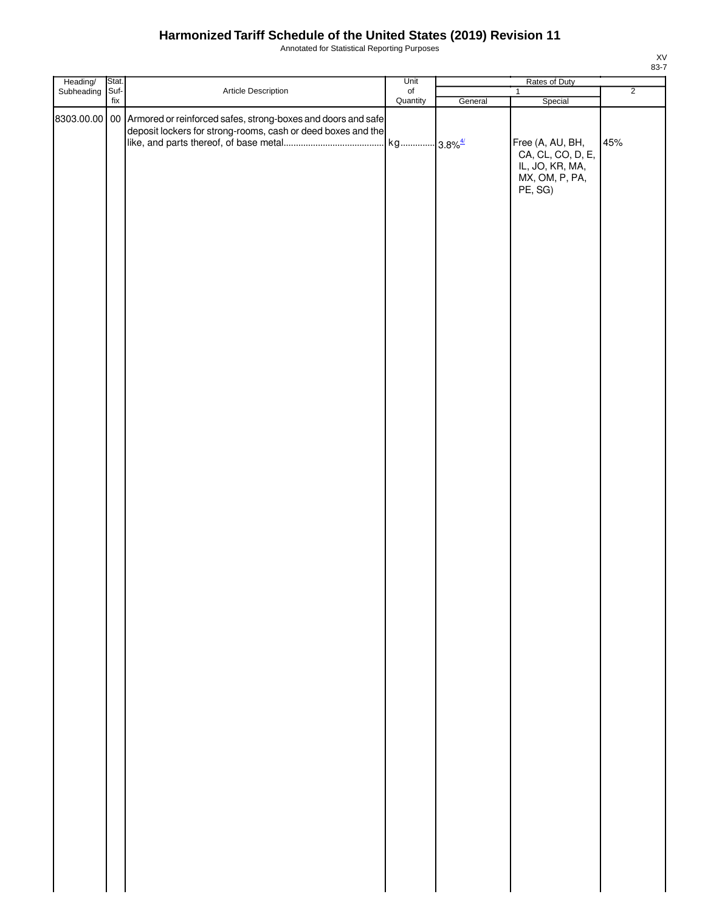# Harmonized Tariff Schedule of the United States (2019) Revision 11

Annotated for Statistical Reporting Purposes

XV
83-7

| Heading/ Subheading | Stat. Suf- fix | Article Description | Unit of Quantity | Rates of Duty | | |
|---|---|---|---|---|---|---|
| | | | | 1 | | 2 |
| | | | | General | Special | |
| 8303.00.00 | 00 | Armored or reinforced safes, strong-boxes and doors and safe deposit lockers for strong-rooms, cash or deed boxes and the like, and parts thereof, of base metal | kg | 3.8%[4/] | Free (A, AU, BH, CA, CL, CO, D, E, IL, JO, KR, MA, MX, OM, P, PA, PE, SG) | 45% |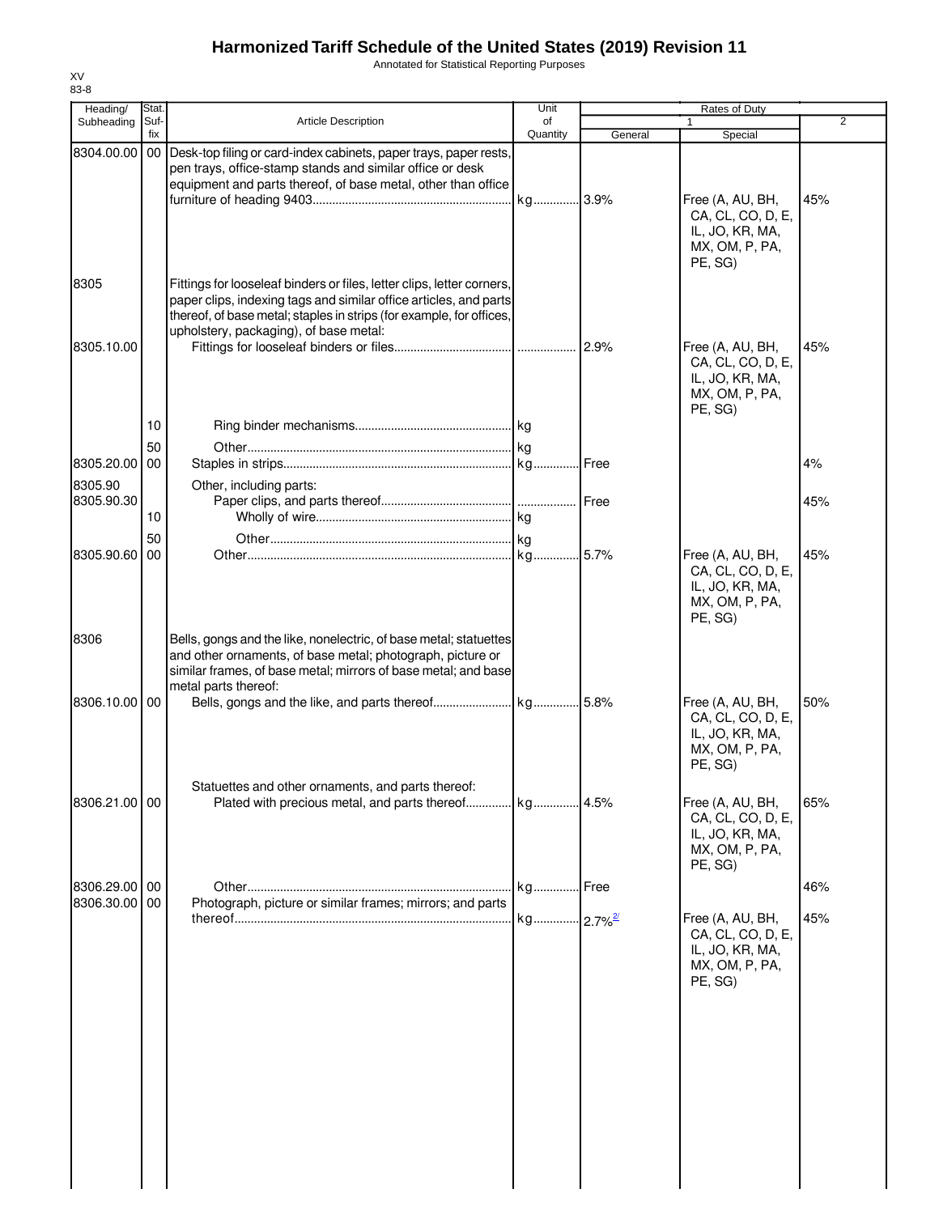# Harmonized Tariff Schedule of the United States (2019) Revision 11

Annotated for Statistical Reporting Purposes

XV
83-8

| Heading/ Subheading | Stat. Suf- fix | Article Description | Unit of Quantity | Rates of Duty 1 General | Special | 2 |
|---|---|---|---|---|---|---|
| 8304.00.00 | 00 | Desk-top filing or card-index cabinets, paper trays, paper rests, pen trays, office-stamp stands and similar office or desk equipment and parts thereof, of base metal, other than office furniture of heading 9403 | kg | 3.9% | Free (A, AU, BH, CA, CL, CO, D, E, IL, JO, KR, MA, MX, OM, P, PA, PE, SG) | 45% |
| 8305 | | Fittings for looseleaf binders or files, letter clips, letter corners, paper clips, indexing tags and similar office articles, and parts thereof, of base metal; staples in strips (for example, for offices, upholstery, packaging), of base metal: | | | | |
| 8305.10.00 | | Fittings for looseleaf binders or files | | 2.9% | Free (A, AU, BH, CA, CL, CO, D, E, IL, JO, KR, MA, MX, OM, P, PA, PE, SG) | 45% |
| | 10 | Ring binder mechanisms | kg | | | |
| | 50 | Other | kg | | | |
| 8305.20.00 | 00 | Staples in strips | kg | Free | | 4% |
| 8305.90 | | Other, including parts: | | | | |
| 8305.90.30 | | Paper clips, and parts thereof | | Free | | 45% |
| | 10 | Wholly of wire | kg | | | |
| | 50 | Other | kg | | | |
| 8305.90.60 | 00 | Other | kg | 5.7% | Free (A, AU, BH, CA, CL, CO, D, E, IL, JO, KR, MA, MX, OM, P, PA, PE, SG) | 45% |
| 8306 | | Bells, gongs and the like, nonelectric, of base metal; statuettes and other ornaments, of base metal; photograph, picture or similar frames, of base metal; mirrors of base metal; and base metal parts thereof: | | | | |
| 8306.10.00 | 00 | Bells, gongs and the like, and parts thereof | kg | 5.8% | Free (A, AU, BH, CA, CL, CO, D, E, IL, JO, KR, MA, MX, OM, P, PA, PE, SG) | 50% |
| | | Statuettes and other ornaments, and parts thereof: | | | | |
| 8306.21.00 | 00 | Plated with precious metal, and parts thereof | kg | 4.5% | Free (A, AU, BH, CA, CL, CO, D, E, IL, JO, KR, MA, MX, OM, P, PA, PE, SG) | 65% |
| 8306.29.00 | 00 | Other | kg | Free | | 46% |
| 8306.30.00 | 00 | Photograph, picture or similar frames; mirrors; and parts thereof | kg | 2.7% [2/] | Free (A, AU, BH, CA, CL, CO, D, E, IL, JO, KR, MA, MX, OM, P, PA, PE, SG) | 45% |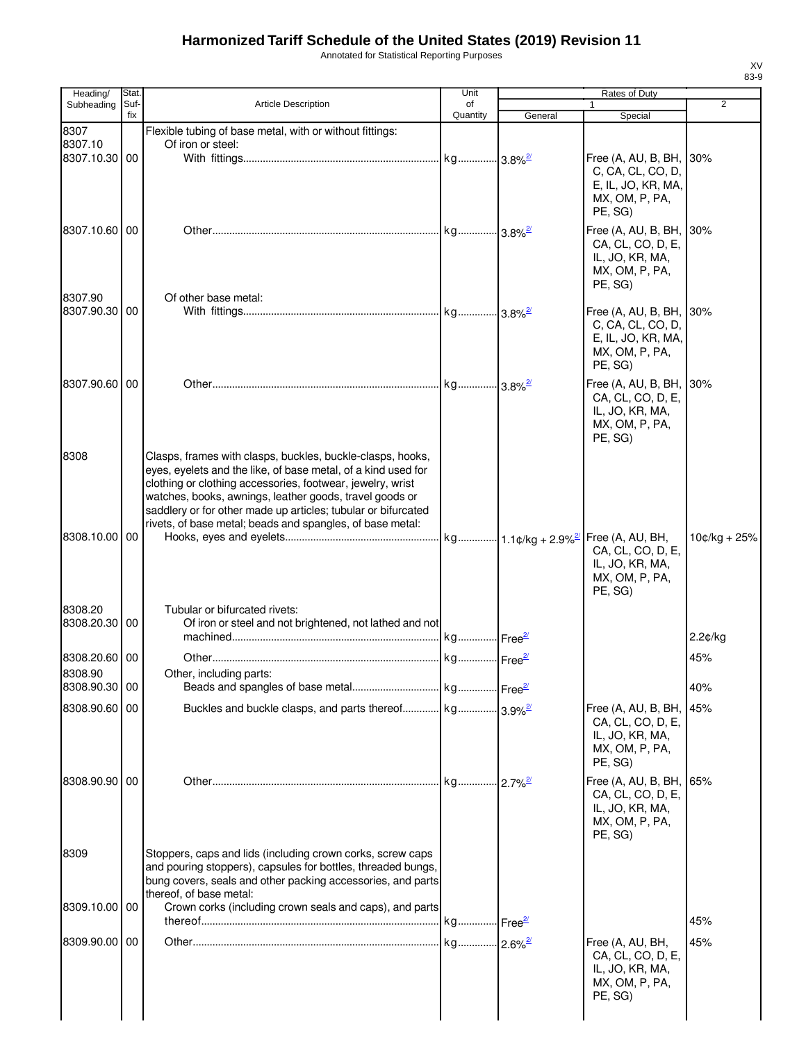# Harmonized Tariff Schedule of the United States (2019) Revision 11

Annotated for Statistical Reporting Purposes

XV
83-9

| Heading/ Subheading | Stat. Suf- fix | Article Description | Unit of Quantity | Rates of Duty 1 General | Special | 2 |
|---|---|---|---|---|---|---|
| 8307 | | Flexible tubing of base metal, with or without fittings: | | | | |
| 8307.10 | | Of iron or steel: | | | | |
| 8307.10.30 | 00 | With fittings | kg | 3.8%[2/] | Free (A, AU, B, BH, C, CA, CL, CO, D, E, IL, JO, KR, MA, MX, OM, P, PA, PE, SG) | 30% |
| 8307.10.60 | 00 | Other | kg | 3.8%[2/] | Free (A, AU, B, BH, CA, CL, CO, D, E, IL, JO, KR, MA, MX, OM, P, PA, PE, SG) | 30% |
| 8307.90 | | Of other base metal: | | | | |
| 8307.90.30 | 00 | With fittings | kg | 3.8%[2/] | Free (A, AU, B, BH, C, CA, CL, CO, D, E, IL, JO, KR, MA, MX, OM, P, PA, PE, SG) | 30% |
| 8307.90.60 | 00 | Other | kg | 3.8%[2/] | Free (A, AU, B, BH, CA, CL, CO, D, E, IL, JO, KR, MA, MX, OM, P, PA, PE, SG) | 30% |
| 8308 | | Clasps, frames with clasps, buckles, buckle-clasps, hooks, eyes, eyelets and the like, of base metal, of a kind used for clothing or clothing accessories, footwear, jewelry, wrist watches, books, awnings, leather goods, travel goods or saddlery or for other made up articles; tubular or bifurcated rivets, of base metal; beads and spangles, of base metal: | | | | |
| 8308.10.00 | 00 | Hooks, eyes and eyelets | kg | 1.1¢/kg + 2.9%[2/] | Free (A, AU, BH, CA, CL, CO, D, E, IL, JO, KR, MA, MX, OM, P, PA, PE, SG) | 10¢/kg + 25% |
| 8308.20 | | Tubular or bifurcated rivets: | | | | |
| 8308.20.30 | 00 | Of iron or steel and not brightened, not lathed and not machined | kg | Free[2/] | | 2.2¢/kg |
| 8308.20.60 | 00 | Other | kg | Free[2/] | | 45% |
| 8308.90 | | Other, including parts: | | | | |
| 8308.90.30 | 00 | Beads and spangles of base metal | kg | Free[2/] | | 40% |
| 8308.90.60 | 00 | Buckles and buckle clasps, and parts thereof | kg | 3.9%[2/] | Free (A, AU, B, BH, CA, CL, CO, D, E, IL, JO, KR, MA, MX, OM, P, PA, PE, SG) | 45% |
| 8308.90.90 | 00 | Other | kg | 2.7%[2/] | Free (A, AU, B, BH, CA, CL, CO, D, E, IL, JO, KR, MA, MX, OM, P, PA, PE, SG) | 65% |
| 8309 | | Stoppers, caps and lids (including crown corks, screw caps and pouring stoppers), capsules for bottles, threaded bungs, bung covers, seals and other packing accessories, and parts thereof, of base metal: | | | | |
| 8309.10.00 | 00 | Crown corks (including crown seals and caps), and parts thereof | kg | Free[2/] | | 45% |
| 8309.90.00 | 00 | Other | kg | 2.6%[2/] | Free (A, AU, BH, CA, CL, CO, D, E, IL, JO, KR, MA, MX, OM, P, PA, PE, SG) | 45% |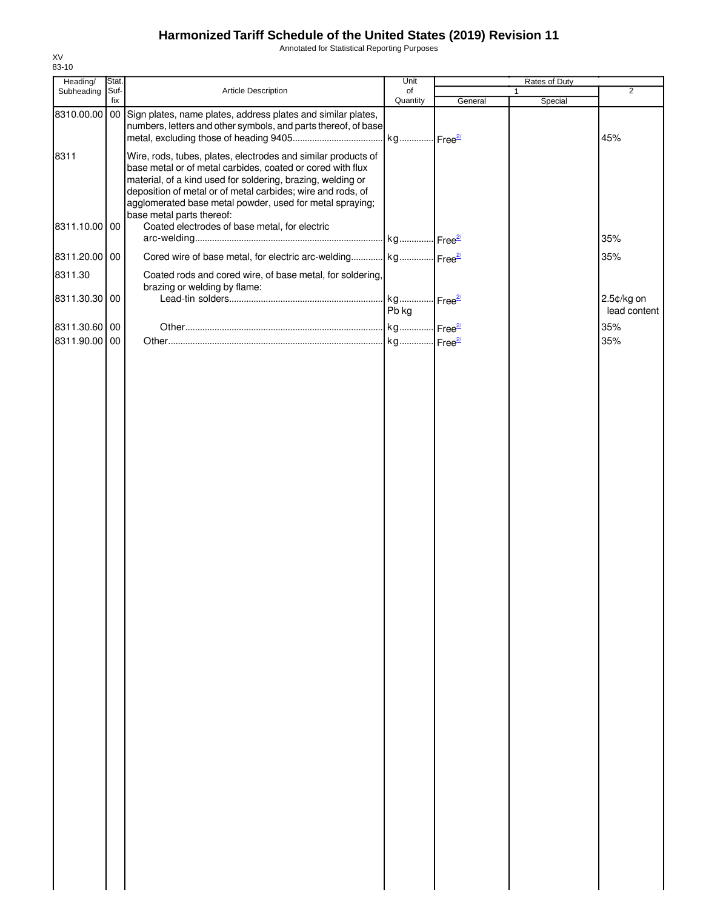# Harmonized Tariff Schedule of the United States (2019) Revision 11

Annotated for Statistical Reporting Purposes

XV
83-10

| Heading/ Subheading | Stat. Suf-fix | Article Description | Unit of Quantity | Rates of Duty 1 General | Special | 2 |
|---|---|---|---|---|---|---|
| 8310.00.00 | 00 | Sign plates, name plates, address plates and similar plates, numbers, letters and other symbols, and parts thereof, of base metal, excluding those of heading 9405 | kg | Free[2/] | | 45% |
| 8311 | | Wire, rods, tubes, plates, electrodes and similar products of base metal or of metal carbides, coated or cored with flux material, of a kind used for soldering, brazing, welding or deposition of metal or of metal carbides; wire and rods, of agglomerated base metal powder, used for metal spraying; base metal parts thereof: | | | | |
| 8311.10.00 | 00 | Coated electrodes of base metal, for electric arc-welding | kg | Free[2/] | | 35% |
| 8311.20.00 | 00 | Cored wire of base metal, for electric arc-welding | kg | Free[2/] | | 35% |
| 8311.30 | | Coated rods and cored wire, of base metal, for soldering, brazing or welding by flame: | | | | |
| 8311.30.30 | 00 | Lead-tin solders | kg Pb kg | Free[2/] | | 2.5¢/kg on lead content |
| 8311.30.60 | 00 | Other | kg | Free[2/] | | 35% |
| 8311.90.00 | 00 | Other | kg | Free[2/] | | 35% |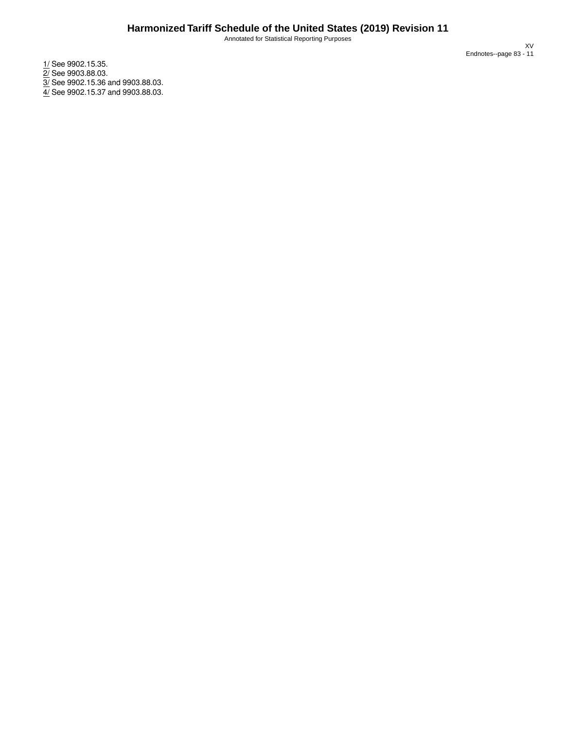1/ See 9902.15.35.
2/ See 9903.88.03.
3/ See 9902.15.36 and 9903.88.03.
4/ See 9902.15.37 and 9903.88.03.